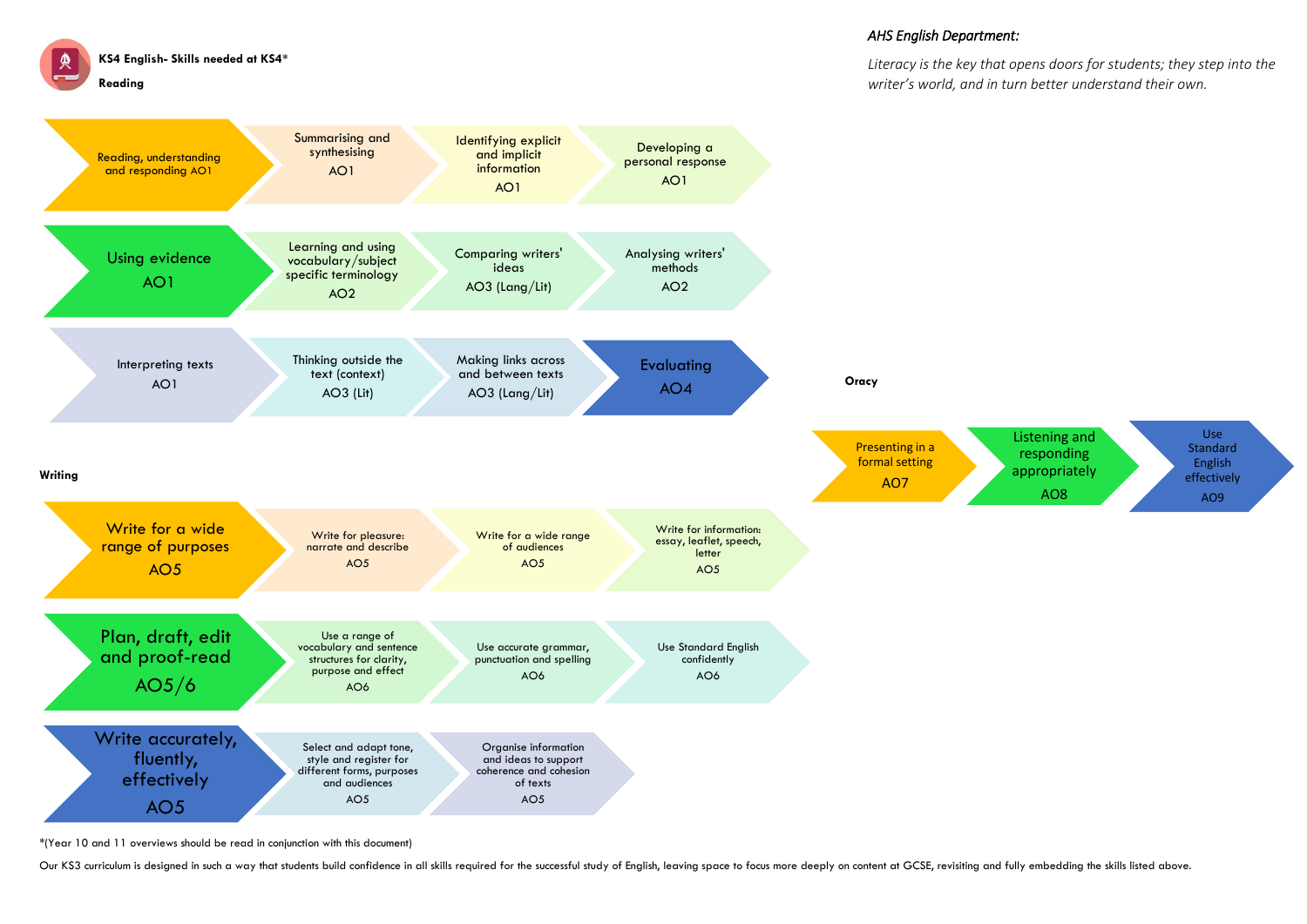# KS4 English- Skills needed at KS4*

*AHS English Department:*

*Literacy is the key that opens doors for students; they step into the writer's world, and in turn better understand their own.*

## Reading

- Reading, understanding and responding AO1
  - Summarising and synthesising AO1
  - Identifying explicit and implicit information AO1
  - Developing a personal response AO1
- Using evidence AO1
  - Learning and using vocabulary/subject specific terminology AO2
  - Comparing writers' ideas AO3 (Lang/Lit)
  - Analysing writers' methods AO2
- Interpreting texts AO1
  - Thinking outside the text (context) AO3 (Lit)
  - Making links across and between texts AO3 (Lang/Lit)
  - Evaluating AO4

## Oracy

- Presenting in a formal setting AO7
- Listening and responding appropriately AO8
- Use Standard English effectively AO9

## Writing

- Write for a wide range of purposes AO5
  - Write for pleasure: narrate and describe AO5
  - Write for a wide range of audiences AO5
  - Write for information: essay, leaflet, speech, letter AO5
- Plan, draft, edit and proof-read AO5/6
  - Use a range of vocabulary and sentence structures for clarity, purpose and effect AO6
  - Use accurate grammar, punctuation and spelling AO6
  - Use Standard English confidently AO6
- Write accurately, fluently, effectively AO5
  - Select and adapt tone, style and register for different forms, purposes and audiences AO5
  - Organise information and ideas to support coherence and cohesion of texts AO5

*(Year 10 and 11 overviews should be read in conjunction with this document)

Our KS3 curriculum is designed in such a way that students build confidence in all skills required for the successful study of English, leaving space to focus more deeply on content at GCSE, revisiting and fully embedding the skills listed above.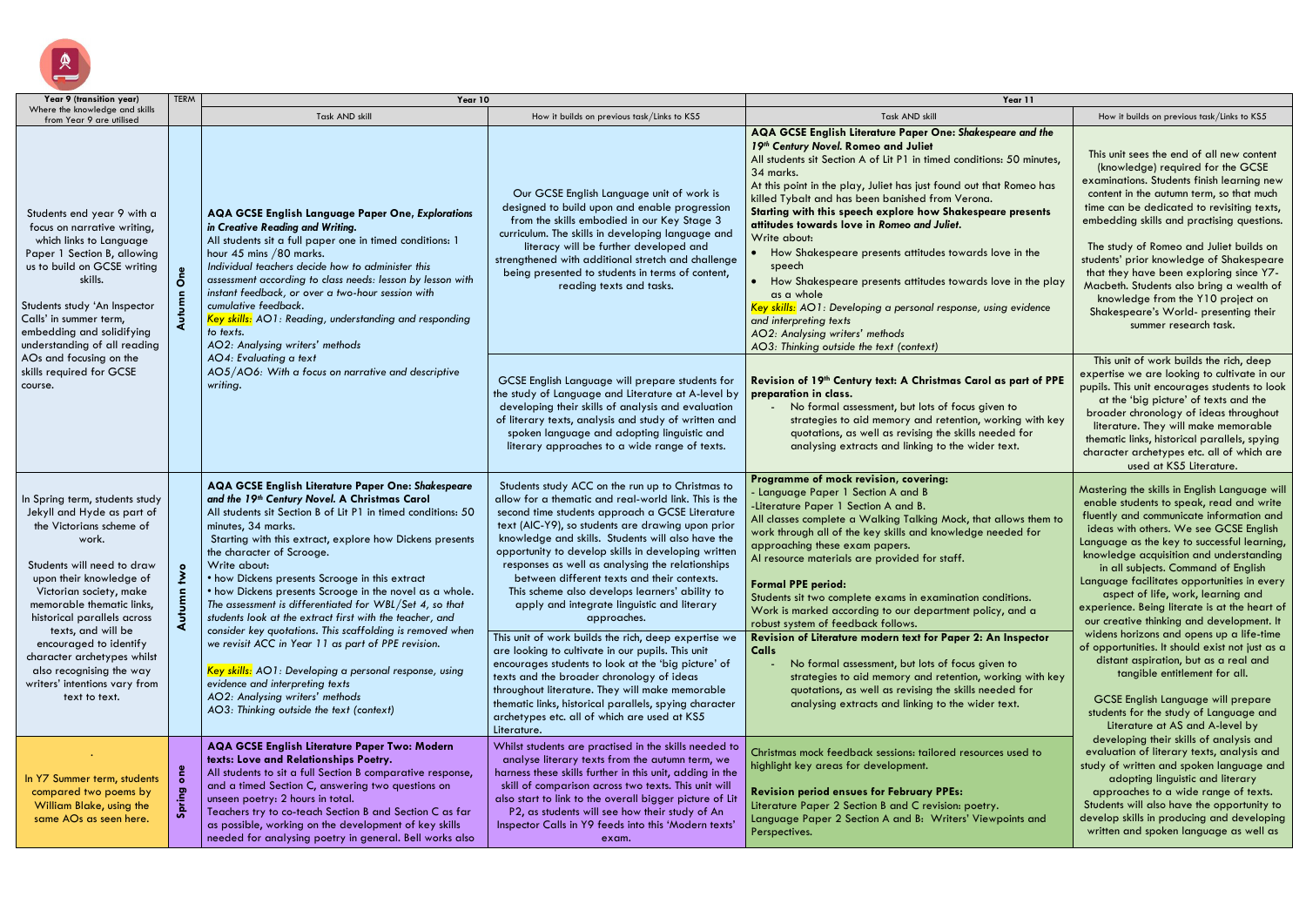| Year 9 (transition year) Where the knowledge and skills from Year 9 are utilised | TERM | Year 10 | | Year 11 | |
|---|---|---|---|---|---|
| | | Task AND skill | How it builds on previous task/Links to KS5 | Task AND skill | How it builds on previous task/Links to KS5 |
| Students end year 9 with a focus on narrative writing, which links to Language Paper 1 Section B, allowing us to build on GCSE writing skills.<br><br>Students study 'An Inspector Calls' in summer term, embedding and solidifying understanding of all reading AOs and focusing on the skills required for GCSE course. | Autumn One | **AQA GCSE English Language Paper One, *Explorations in Creative Reading and Writing.***<br>All students sit a full paper one in timed conditions: 1 hour 45 mins /80 marks.<br>*Individual teachers decide how to administer this assessment according to class needs: lesson by lesson with instant feedback, or over a two-hour session with cumulative feedback.*<br>*Key skills: AO1: Reading, understanding and responding to texts.*<br>*AO2: Analysing writers' methods*<br>*AO4: Evaluating a text*<br>*AO5/AO6: With a focus on narrative and descriptive writing.* | Our GCSE English Language unit of work is designed to build upon and enable progression from the skills embodied in our Key Stage 3 curriculum. The skills in developing language and literacy will be further developed and strengthened with additional stretch and challenge being presented to students in terms of content, reading texts and tasks.<br><br>GCSE English Language will prepare students for the study of Language and Literature at A-level by developing their skills of analysis and evaluation of literary texts, analysis and study of written and spoken language and adopting linguistic and literary approaches to a wide range of texts. | **AQA GCSE English Literature Paper One: *Shakespeare and the 19th Century Novel.* Romeo and Juliet**<br>All students sit Section A of Lit P1 in timed conditions: 50 minutes, 34 marks.<br>At this point in the play, Juliet has just found out that Romeo has killed Tybalt and has been banished from Verona.<br>**Starting with this speech explore how Shakespeare presents attitudes towards love in *Romeo and Juliet*.**<br>Write about:<br>• How Shakespeare presents attitudes towards love in the speech<br>• How Shakespeare presents attitudes towards love in the play as a whole<br>*Key skills: AO1: Developing a personal response, using evidence and interpreting texts*<br>*AO2: Analysing writers' methods*<br>*AO3: Thinking outside the text (context)*<br><br>**Revision of 19th Century text: A Christmas Carol as part of PPE preparation in class.**<br>- No formal assessment, but lots of focus given to strategies to aid memory and retention, working with key quotations, as well as revising the skills needed for analysing extracts and linking to the wider text. | This unit sees the end of all new content (knowledge) required for the GCSE examinations. Students finish learning new content in the autumn term, so that much time can be dedicated to revisiting texts, embedding skills and practising questions.<br><br>The study of Romeo and Juliet builds on students' prior knowledge of Shakespeare that they have been exploring since Y7- Macbeth. Students also bring a wealth of knowledge from the Y10 project on Shakespeare's World- presenting their summer research task.<br><br>This unit of work builds the rich, deep expertise we are looking to cultivate in our pupils. This unit encourages students to look at the 'big picture' of texts and the broader chronology of ideas throughout literature. They will make memorable thematic links, historical parallels, spying character archetypes etc. all of which are used at KS5 Literature. |
| In Spring term, students study Jekyll and Hyde as part of the Victorians scheme of work.<br><br>Students will need to draw upon their knowledge of Victorian society, make memorable thematic links, historical parallels across texts, and will be encouraged to identify character archetypes whilst also recognising the way writers' intentions vary from text to text. | Autumn two | **AQA GCSE English Literature Paper One: *Shakespeare and the 19th Century Novel.* A Christmas Carol**<br>All students sit Section B of Lit P1 in timed conditions: 50 minutes, 34 marks.<br>Starting with this extract, explore how Dickens presents the character of Scrooge.<br>Write about:<br>• how Dickens presents Scrooge in this extract<br>• how Dickens presents Scrooge in the novel as a whole.<br>*The assessment is differentiated for WBL/Set 4, so that students look at the extract first with the teacher, and consider key quotations. This scaffolding is removed when we revisit ACC in Year 11 as part of PPE revision.*<br><br>*Key skills: AO1: Developing a personal response, using evidence and interpreting texts*<br>*AO2: Analysing writers' methods*<br>*AO3: Thinking outside the text (context)* | Students study ACC on the run up to Christmas to allow for a thematic and real-world link. This is the second time students approach a GCSE Literature text (AIC-Y9), so students are drawing upon prior knowledge and skills. Students will also have the opportunity to develop skills in developing written responses as well as analysing the relationships between different texts and their contexts. This scheme also develops learners' ability to apply and integrate linguistic and literary approaches.<br><br>This unit of work builds the rich, deep expertise we are looking to cultivate in our pupils. This unit encourages students to look at the 'big picture' of texts and the broader chronology of ideas throughout literature. They will make memorable thematic links, historical parallels, spying character archetypes etc. all of which are used at KS5 Literature. | **Programme of mock revision, covering:**<br>- Language Paper 1 Section A and B<br>-Literature Paper 1 Section A and B.<br>All classes complete a Walking Talking Mock, that allows them to work through all of the key skills and knowledge needed for approaching these exam papers.<br>AI resource materials are provided for staff.<br><br>**Formal PPE period:**<br>Students sit two complete exams in examination conditions.<br>Work is marked according to our department policy, and a robust system of feedback follows.<br><br>**Revision of Literature modern text for Paper 2: An Inspector Calls**<br>- No formal assessment, but lots of focus given to strategies to aid memory and retention, working with key quotations, as well as revising the skills needed for analysing extracts and linking to the wider text. | Mastering the skills in English Language will enable students to speak, read and write fluently and communicate information and ideas with others. We see GCSE English Language as the key to successful learning, knowledge acquisition and understanding in all subjects. Command of English Language facilitates opportunities in every aspect of life, work, learning and experience. Being literate is at the heart of our creative thinking and development. It widens horizons and opens up a life-time of opportunities. It should exist not just as a distant aspiration, but as a real and tangible entitlement for all.<br><br>GCSE English Language will prepare students for the study of Language and Literature at AS and A-level by developing their skills of analysis and evaluation of literary texts, analysis and study of written and spoken language and adopting linguistic and literary approaches to a wide range of texts. Students will also have the opportunity to develop skills in producing and developing written and spoken language as well as |
| .<br>In Y7 Summer term, students compared two poems by William Blake, using the same AOs as seen here. | Spring one | **AQA GCSE English Literature Paper Two: Modern texts: Love and Relationships Poetry.**<br>All students sit a full Section B comparative response, and a timed Section C, answering two questions on unseen poetry: 2 hours in total.<br>Teachers try to co-teach Section B and Section C as far as possible, working on the development of key skills needed for analysing poetry in general. Bell works also | Whilst students are practised in the skills needed to analyse literary texts from the autumn term, we harness these skills further in this unit, adding in the skill of comparison across two texts. This unit will also start to link to the overall bigger picture of Lit P2, as students will see how their study of An Inspector Calls in Y9 feeds into this 'Modern texts' exam. | Christmas mock feedback sessions: tailored resources used to highlight key areas for development.<br><br>**Revision period ensues for February PPEs:**<br>Literature Paper 2 Section B and C revision: poetry.<br>Language Paper 2 Section A and B: Writers' Viewpoints and Perspectives. | |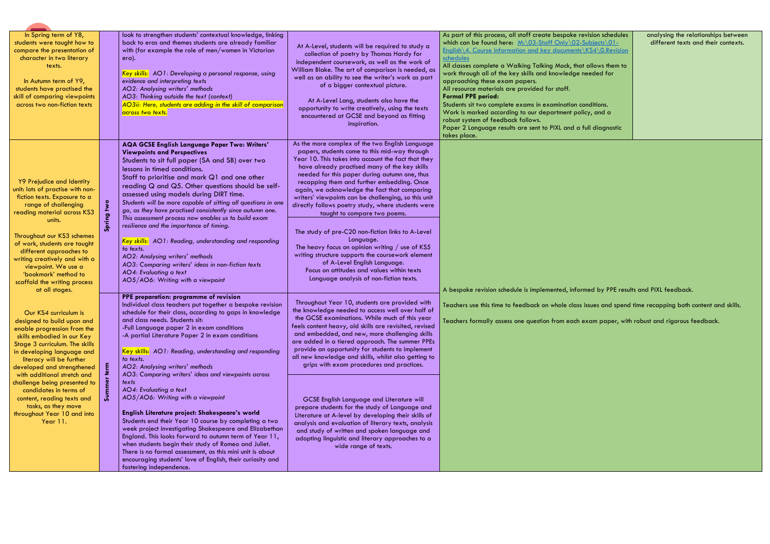| | | | | | |
|---|---|---|---|---|---|
| In Spring term of Y8, students were taught how to compare the presentation of character in two literary texts.<br><br>In Autumn term of Y9, students have practised the skill of comparing viewpoints across two non-fiction texts | | look to strengthen students' contextual knowledge, linking back to eras and themes students are already familiar with (for example the role of men/women in Victorian era).<br><br>*Key skills: AO1: Developing a personal response, using evidence and interpreting texts*<br>*AO2: Analysing writers' methods*<br>*AO3: Thinking outside the text (context)*<br>*AO3ii: Here, students are adding in the skill of comparison across two texts.* | At A-Level, students will be required to study a collection of poetry by Thomas Hardy for independent coursework, as well as the work of William Blake. The art of comparison is needed, as well as an ability to see the writer's work as part of a bigger contextual picture.<br><br>At A-Level Lang, students also have the opportunity to write creatively, using the texts encountered at GCSE and beyond as fitting inspiration. | As part of this process, all staff create bespoke revision schedules which can be found here: M:\03-Staff Only\02-Subjects\01-English\4. Course information and key documents\KS4\0.Revision schedules<br>All classes complete a Walking Talking Mock, that allows them to work through all of the key skills and knowledge needed for approaching these exam papers.<br>All resource materials are provided for staff.<br>**Formal PPE period:**<br>Students sit two complete exams in examination conditions.<br>Work is marked according to our department policy, and a robust system of feedback follows.<br>Paper 2 Language results are sent to PIXL and a full diagnostic takes place. | analysing the relationships between different texts and their contexts. |
| Y9 Prejudice and Identity unit: lots of practise with non-fiction texts. Exposure to a range of challenging reading material across KS3 units.<br><br>Throughout our KS3 schemes of work, students are taught different approaches to writing creatively and with a viewpoint. We use a 'bookmark' method to scaffold the writing process at all stages. | Spring two | **AQA GCSE English Language Paper Two: Writers' Viewpoints and Perspectives**<br>Students to sit full paper (SA and SB) over two lessons in timed conditions.<br>Staff to prioritise and mark Q1 and one other reading Q and Q5. Other questions should be self-assessed using models during DIRT time.<br>*Students will be more capable of sitting all questions in one go, as they have practised consistently since autumn one. This assessment process now enables us to build exam resilience and the importance of timing.*<br><br>*Key skills: AO1: Reading, understanding and responding to texts.*<br>*AO2: Analysing writers' methods*<br>*AO3: Comparing writers' ideas in non-fiction texts*<br>*AO4: Evaluating a text*<br>*AO5/AO6: Writing with a viewpoint* | As the more complex of the two English Language papers, students come to this mid-way through Year 10. This takes into account the fact that they have already practised many of the key skills needed for this paper during autumn one, thus recapping them and further embedding. Once again, we acknowledge the fact that comparing writers' viewpoints can be challenging, so this unit directly follows poetry study, where students were taught to compare two poems.<br><br>The study of pre-C20 non-fiction links to A-Level Language.<br>The heavy focus on opinion writing / use of KS5 writing structure supports the coursework element of A-Level English Language.<br>Focus on attitudes and values within texts<br>Language analysis of non-fiction texts. | A bespoke revision schedule is implemented, informed by PPE results and PIXL feedback.<br><br>Teachers use this time to feedback on whole class issues and spend time recapping both content and skills.<br><br>Teachers formally assess one question from each exam paper, with robust and rigorous feedback. | |
| Our KS4 curriculum is designed to build upon and enable progression from the skills embodied in our Key Stage 3 curriculum. The skills in developing language and literacy will be further developed and strengthened with additional stretch and challenge being presented to candidates in terms of content, reading texts and tasks, as they move throughout Year 10 and into Year 11. | Summer term | **PPE preparation: programme of revision**<br>Individual class teachers put together a bespoke revision schedule for their class, according to gaps in knowledge and class needs. Students sit:<br>-Full Language paper 2 in exam conditions<br>-A partial Literature Paper 2 in exam conditions<br><br>*Key skills: AO1: Reading, understanding and responding to texts.*<br>*AO2: Analysing writers' methods*<br>*AO3: Comparing writers' ideas and viewpoints across texts*<br>*AO4: Evaluating a text*<br>*AO5/AO6: Writing with a viewpoint*<br><br>**English Literature project: Shakespeare's world**<br>Students end their Year 10 course by completing a two week project investigating Shakespeare and Elizabethan England. This looks forward to autumn term of Year 11, when students begin their study of Romeo and Juliet. There is no formal assessment, as this mini unit is about encouraging students' love of English, their curiosity and fostering independence. | Throughout Year 10, students are provided with the knowledge needed to access well over half of the GCSE examinations. While much of this year feels content heavy, old skills are revisited, revised and embedded, and new, more challenging skills are added in a tiered approach. The summer PPEs provide an opportunity for students to implement all new knowledge and skills, whilst also getting to grips with exam procedures and practices.<br><br>GCSE English Language and Literature will prepare students for the study of Language and Literature at A-level by developing their skills of analysis and evaluation of literary texts, analysis and study of written and spoken language and adopting linguistic and literary approaches to a wide range of texts. | | |